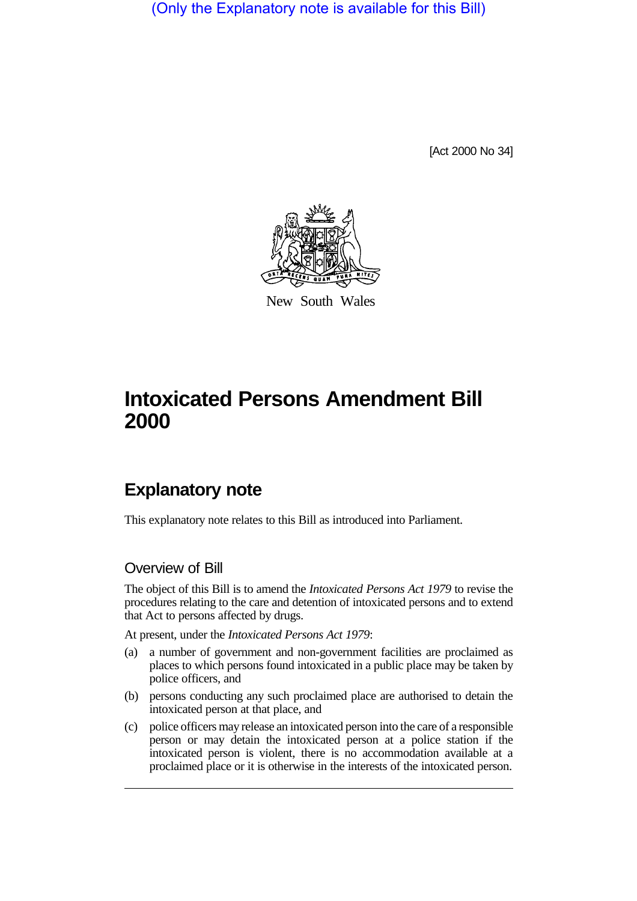(Only the Explanatory note is available for this Bill)

[Act 2000 No 34]

New South Wales

# Intoxicated Persons Amendment Bill 2000

## Explanatory note

This explanatory note relates to this Bill as introduced into Parliament.

### Overview of Bill

The object of this Bill is to amend the *Intoxicated Persons Act 1979* to revise the procedures relating to the care and detention of intoxicated persons and to extend that Act to persons affected by drugs.

At present, under the *Intoxicated Persons Act 1979*:

(a) a number of government and non-government facilities are proclaimed as places to which persons found intoxicated in a public place may be taken by police officers, and

(b) persons conducting any such proclaimed place are authorised to detain the intoxicated person at that place, and

(c) police officers may release an intoxicated person into the care of a responsible person or may detain the intoxicated person at a police station if the intoxicated person is violent, there is no accommodation available at a proclaimed place or it is otherwise in the interests of the intoxicated person.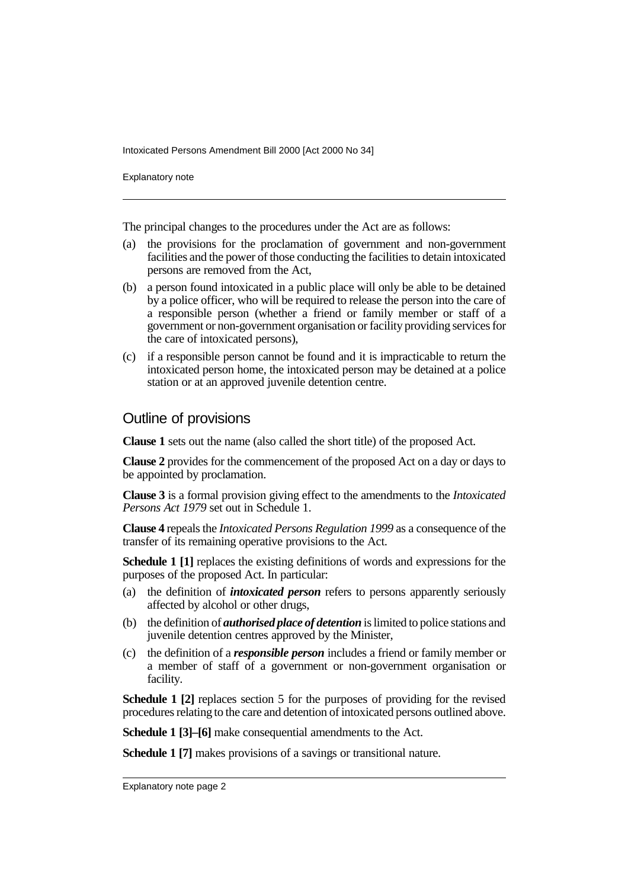The principal changes to the procedures under the Act are as follows:

(a) the provisions for the proclamation of government and non-government facilities and the power of those conducting the facilities to detain intoxicated persons are removed from the Act,

(b) a person found intoxicated in a public place will only be able to be detained by a police officer, who will be required to release the person into the care of a responsible person (whether a friend or family member or staff of a government or non-government organisation or facility providing services for the care of intoxicated persons),

(c) if a responsible person cannot be found and it is impracticable to return the intoxicated person home, the intoxicated person may be detained at a police station or at an approved juvenile detention centre.

## Outline of provisions

**Clause 1** sets out the name (also called the short title) of the proposed Act.

**Clause 2** provides for the commencement of the proposed Act on a day or days to be appointed by proclamation.

**Clause 3** is a formal provision giving effect to the amendments to the *Intoxicated Persons Act 1979* set out in Schedule 1.

**Clause 4** repeals the *Intoxicated Persons Regulation 1999* as a consequence of the transfer of its remaining operative provisions to the Act.

**Schedule 1 [1]** replaces the existing definitions of words and expressions for the purposes of the proposed Act. In particular:

(a) the definition of ***intoxicated person*** refers to persons apparently seriously affected by alcohol or other drugs,

(b) the definition of ***authorised place of detention*** is limited to police stations and juvenile detention centres approved by the Minister,

(c) the definition of a ***responsible person*** includes a friend or family member or a member of staff of a government or non-government organisation or facility.

**Schedule 1 [2]** replaces section 5 for the purposes of providing for the revised procedures relating to the care and detention of intoxicated persons outlined above.

**Schedule 1 [3]–[6]** make consequential amendments to the Act.

**Schedule 1 [7]** makes provisions of a savings or transitional nature.